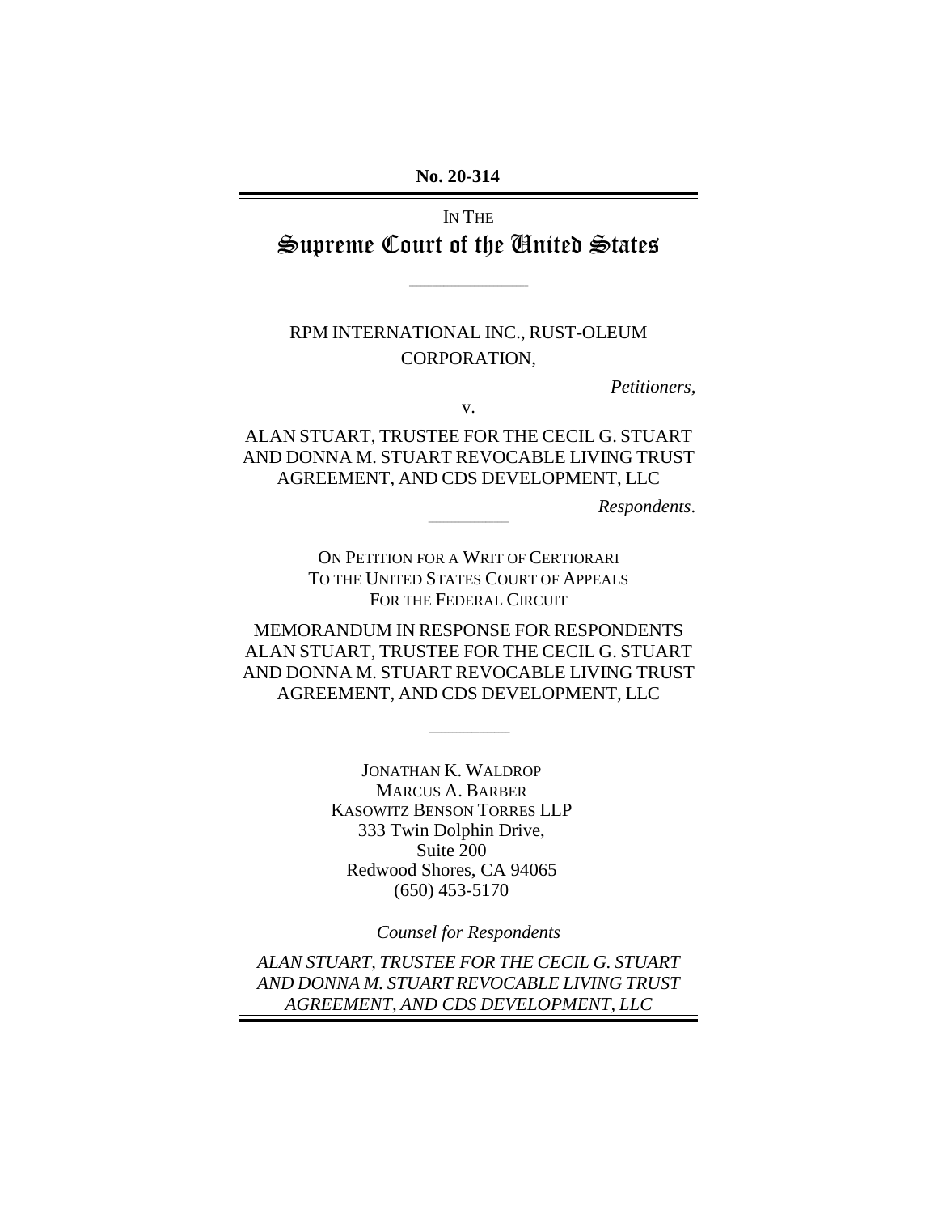**No. 20-314**

---

IN THE

# Supreme Court of the United States

---

RPM INTERNATIONAL INC., RUST-OLEUM CORPORATION,

*Petitioners*,

v.

ALAN STUART, TRUSTEE FOR THE CECIL G. STUART AND DONNA M. STUART REVOCABLE LIVING TRUST AGREEMENT, AND CDS DEVELOPMENT, LLC

*Respondents*.

---

ON PETITION FOR A WRIT OF CERTIORARI
TO THE UNITED STATES COURT OF APPEALS
FOR THE FEDERAL CIRCUIT

## MEMORANDUM IN RESPONSE FOR RESPONDENTS ALAN STUART, TRUSTEE FOR THE CECIL G. STUART AND DONNA M. STUART REVOCABLE LIVING TRUST AGREEMENT, AND CDS DEVELOPMENT, LLC

---

JONATHAN K. WALDROP
MARCUS A. BARBER
KASOWITZ BENSON TORRES LLP
333 Twin Dolphin Drive,
Suite 200
Redwood Shores, CA 94065
(650) 453-5170

*Counsel for Respondents*

*ALAN STUART, TRUSTEE FOR THE CECIL G. STUART AND DONNA M. STUART REVOCABLE LIVING TRUST AGREEMENT, AND CDS DEVELOPMENT, LLC*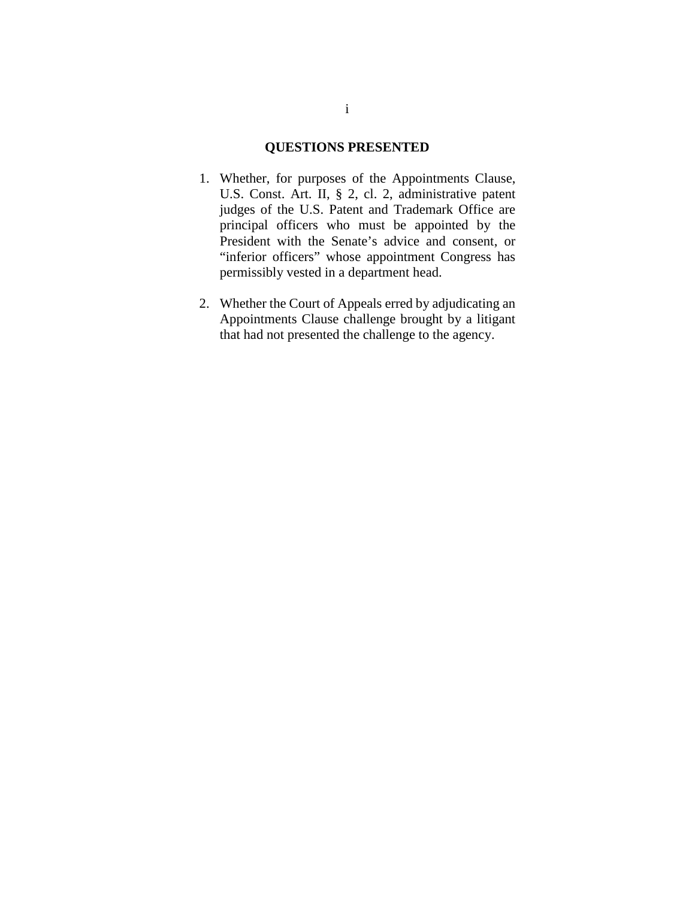## QUESTIONS PRESENTED

1. Whether, for purposes of the Appointments Clause, U.S. Const. Art. II, § 2, cl. 2, administrative patent judges of the U.S. Patent and Trademark Office are principal officers who must be appointed by the President with the Senate's advice and consent, or "inferior officers" whose appointment Congress has permissibly vested in a department head.

2. Whether the Court of Appeals erred by adjudicating an Appointments Clause challenge brought by a litigant that had not presented the challenge to the agency.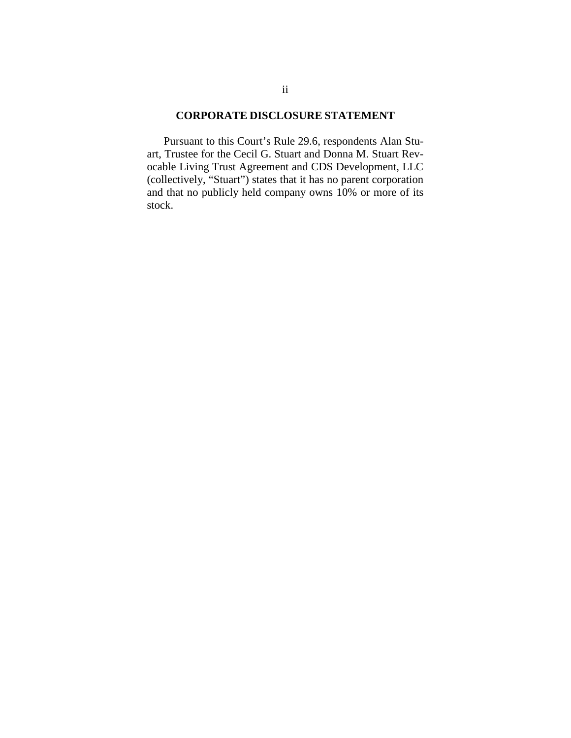## CORPORATE DISCLOSURE STATEMENT

Pursuant to this Court's Rule 29.6, respondents Alan Stuart, Trustee for the Cecil G. Stuart and Donna M. Stuart Revocable Living Trust Agreement and CDS Development, LLC (collectively, "Stuart") states that it has no parent corporation and that no publicly held company owns 10% or more of its stock.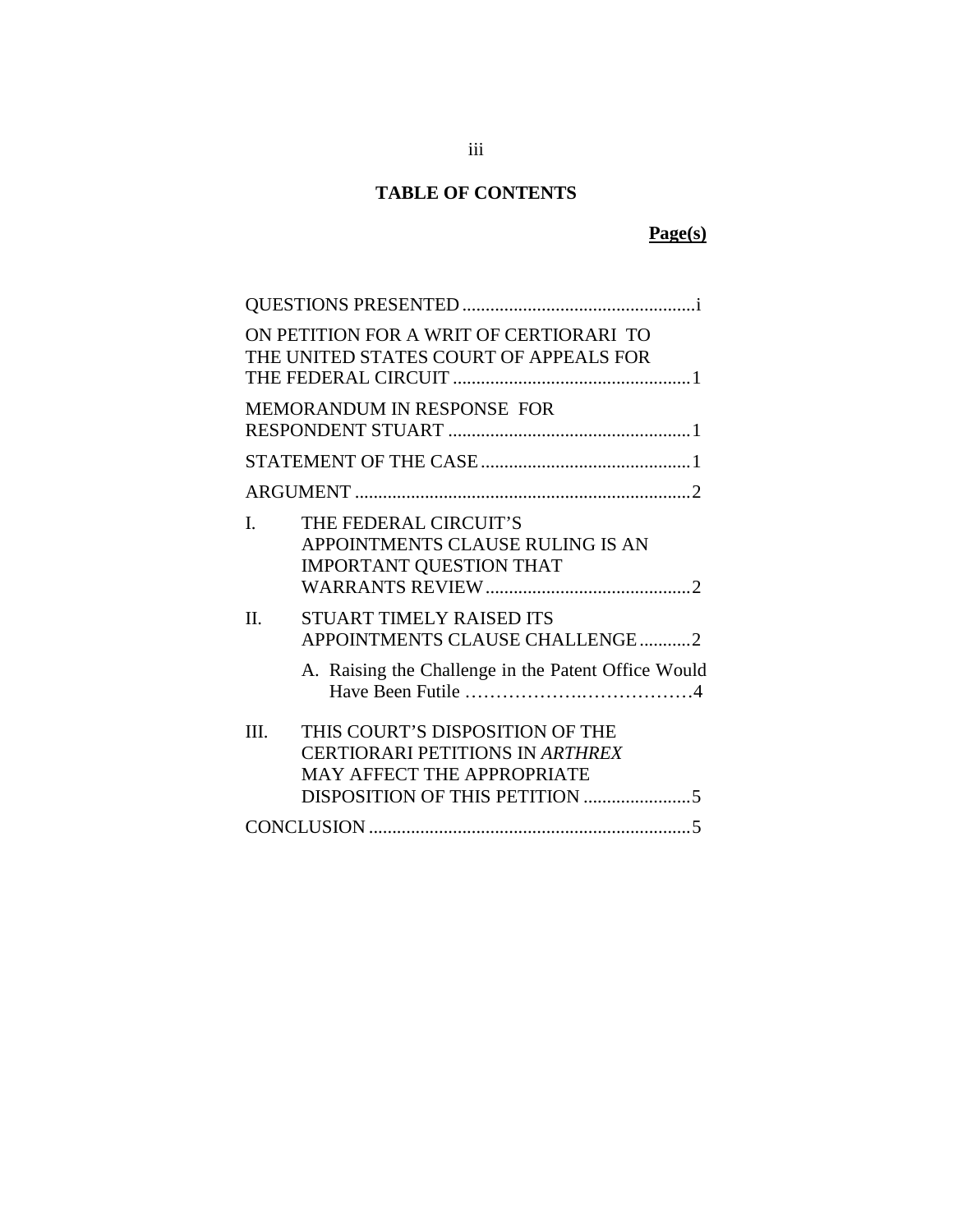## TABLE OF CONTENTS

| | Page(s) |
|---|---|
| QUESTIONS PRESENTED | i |
| ON PETITION FOR A WRIT OF CERTIORARI TO THE UNITED STATES COURT OF APPEALS FOR THE FEDERAL CIRCUIT | 1 |
| MEMORANDUM IN RESPONSE FOR RESPONDENT STUART | 1 |
| STATEMENT OF THE CASE | 1 |
| ARGUMENT | 2 |
| I. THE FEDERAL CIRCUIT'S APPOINTMENTS CLAUSE RULING IS AN IMPORTANT QUESTION THAT WARRANTS REVIEW | 2 |
| II. STUART TIMELY RAISED ITS APPOINTMENTS CLAUSE CHALLENGE | 2 |
| A. Raising the Challenge in the Patent Office Would Have Been Futile | 4 |
| III. THIS COURT'S DISPOSITION OF THE CERTIORARI PETITIONS IN *ARTHREX* MAY AFFECT THE APPROPRIATE DISPOSITION OF THIS PETITION | 5 |
| CONCLUSION | 5 |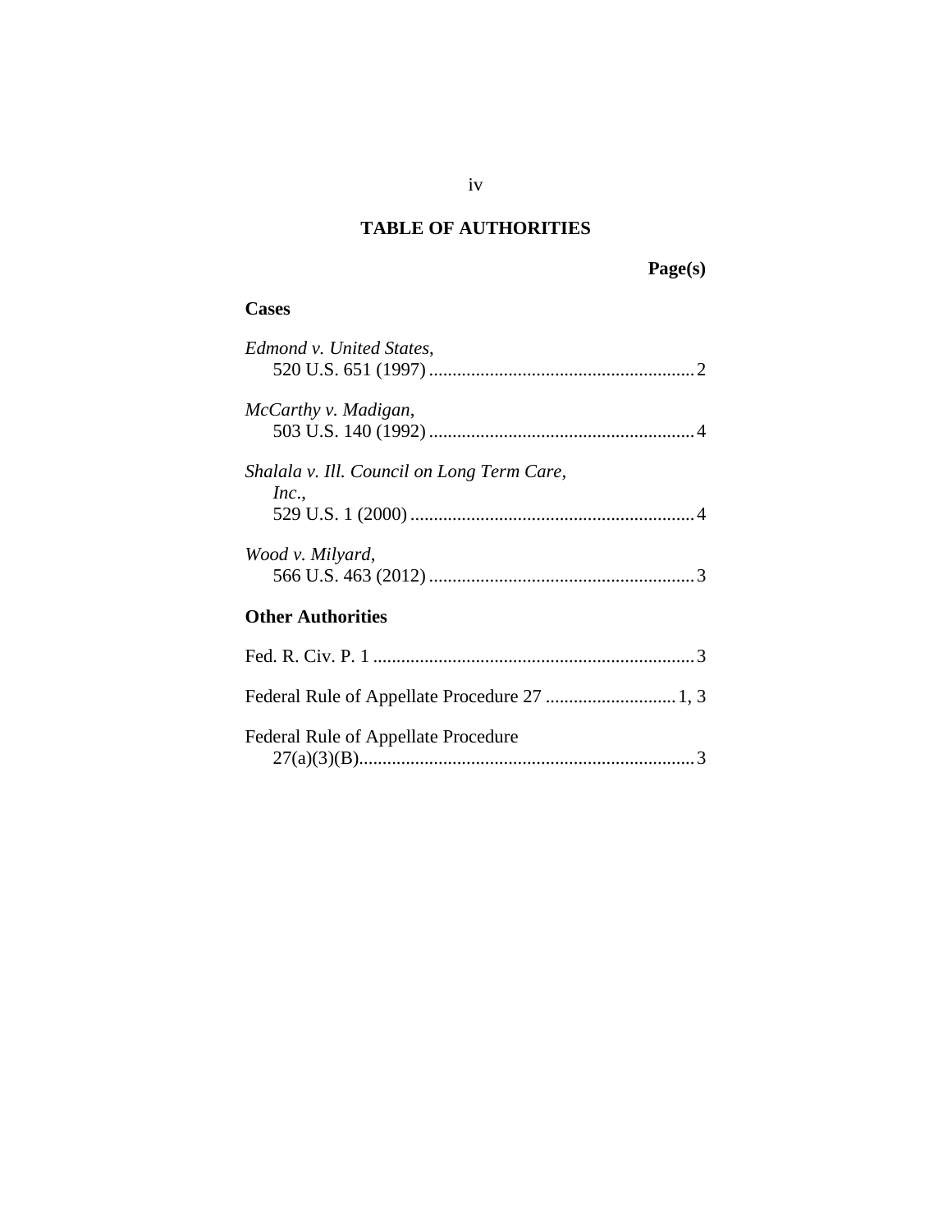## TABLE OF AUTHORITIES

**Page(s)**

### Cases

*Edmond v. United States*,
520 U.S. 651 (1997) ......................................................... 2

*McCarthy v. Madigan*,
503 U.S. 140 (1992) ......................................................... 4

*Shalala v. Ill. Council on Long Term Care, Inc.*,
529 U.S. 1 (2000) ............................................................. 4

*Wood v. Milyard*,
566 U.S. 463 (2012) ......................................................... 3

### Other Authorities

Fed. R. Civ. P. 1 ..................................................................... 3

Federal Rule of Appellate Procedure 27 ............................ 1, 3

Federal Rule of Appellate Procedure 27(a)(3)(B)......................................................................... 3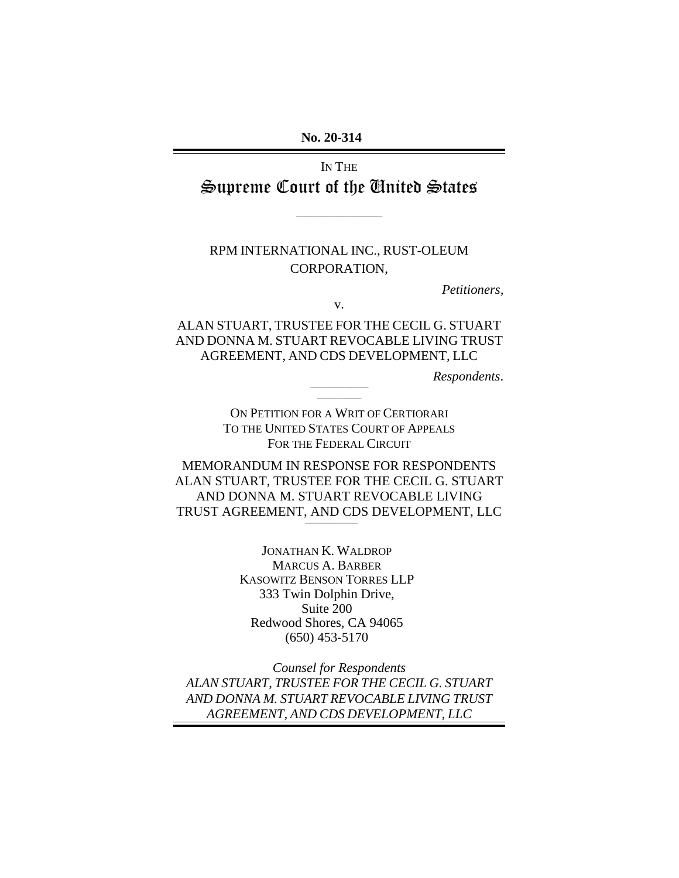**No. 20-314**

IN THE

# Supreme Court of the United States

RPM INTERNATIONAL INC., RUST-OLEUM CORPORATION,

*Petitioners*,

v.

ALAN STUART, TRUSTEE FOR THE CECIL G. STUART AND DONNA M. STUART REVOCABLE LIVING TRUST AGREEMENT, AND CDS DEVELOPMENT, LLC

*Respondents*.

ON PETITION FOR A WRIT OF CERTIORARI TO THE UNITED STATES COURT OF APPEALS FOR THE FEDERAL CIRCUIT

MEMORANDUM IN RESPONSE FOR RESPONDENTS ALAN STUART, TRUSTEE FOR THE CECIL G. STUART AND DONNA M. STUART REVOCABLE LIVING TRUST AGREEMENT, AND CDS DEVELOPMENT, LLC

JONATHAN K. WALDROP
MARCUS A. BARBER
KASOWITZ BENSON TORRES LLP
333 Twin Dolphin Drive,
Suite 200
Redwood Shores, CA 94065
(650) 453-5170

*Counsel for Respondents*
*ALAN STUART, TRUSTEE FOR THE CECIL G. STUART AND DONNA M. STUART REVOCABLE LIVING TRUST AGREEMENT, AND CDS DEVELOPMENT, LLC*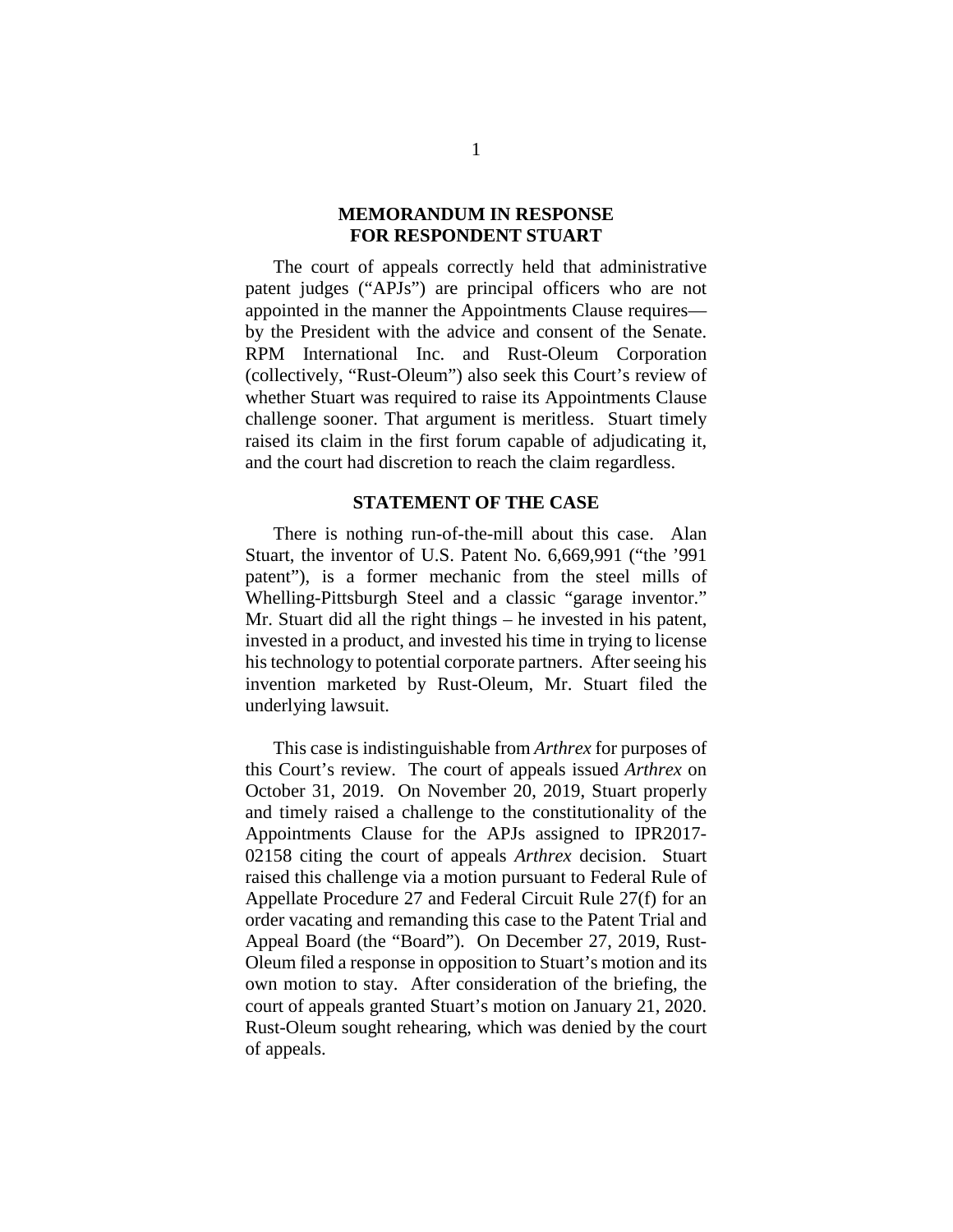## MEMORANDUM IN RESPONSE FOR RESPONDENT STUART

The court of appeals correctly held that administrative patent judges ("APJs") are principal officers who are not appointed in the manner the Appointments Clause requires—by the President with the advice and consent of the Senate. RPM International Inc. and Rust-Oleum Corporation (collectively, "Rust-Oleum") also seek this Court's review of whether Stuart was required to raise its Appointments Clause challenge sooner. That argument is meritless. Stuart timely raised its claim in the first forum capable of adjudicating it, and the court had discretion to reach the claim regardless.

## STATEMENT OF THE CASE

There is nothing run-of-the-mill about this case. Alan Stuart, the inventor of U.S. Patent No. 6,669,991 ("the '991 patent"), is a former mechanic from the steel mills of Whelling-Pittsburgh Steel and a classic "garage inventor." Mr. Stuart did all the right things – he invested in his patent, invested in a product, and invested his time in trying to license his technology to potential corporate partners. After seeing his invention marketed by Rust-Oleum, Mr. Stuart filed the underlying lawsuit.

This case is indistinguishable from *Arthrex* for purposes of this Court's review. The court of appeals issued *Arthrex* on October 31, 2019. On November 20, 2019, Stuart properly and timely raised a challenge to the constitutionality of the Appointments Clause for the APJs assigned to IPR2017-02158 citing the court of appeals *Arthrex* decision. Stuart raised this challenge via a motion pursuant to Federal Rule of Appellate Procedure 27 and Federal Circuit Rule 27(f) for an order vacating and remanding this case to the Patent Trial and Appeal Board (the "Board"). On December 27, 2019, Rust-Oleum filed a response in opposition to Stuart's motion and its own motion to stay. After consideration of the briefing, the court of appeals granted Stuart's motion on January 21, 2020. Rust-Oleum sought rehearing, which was denied by the court of appeals.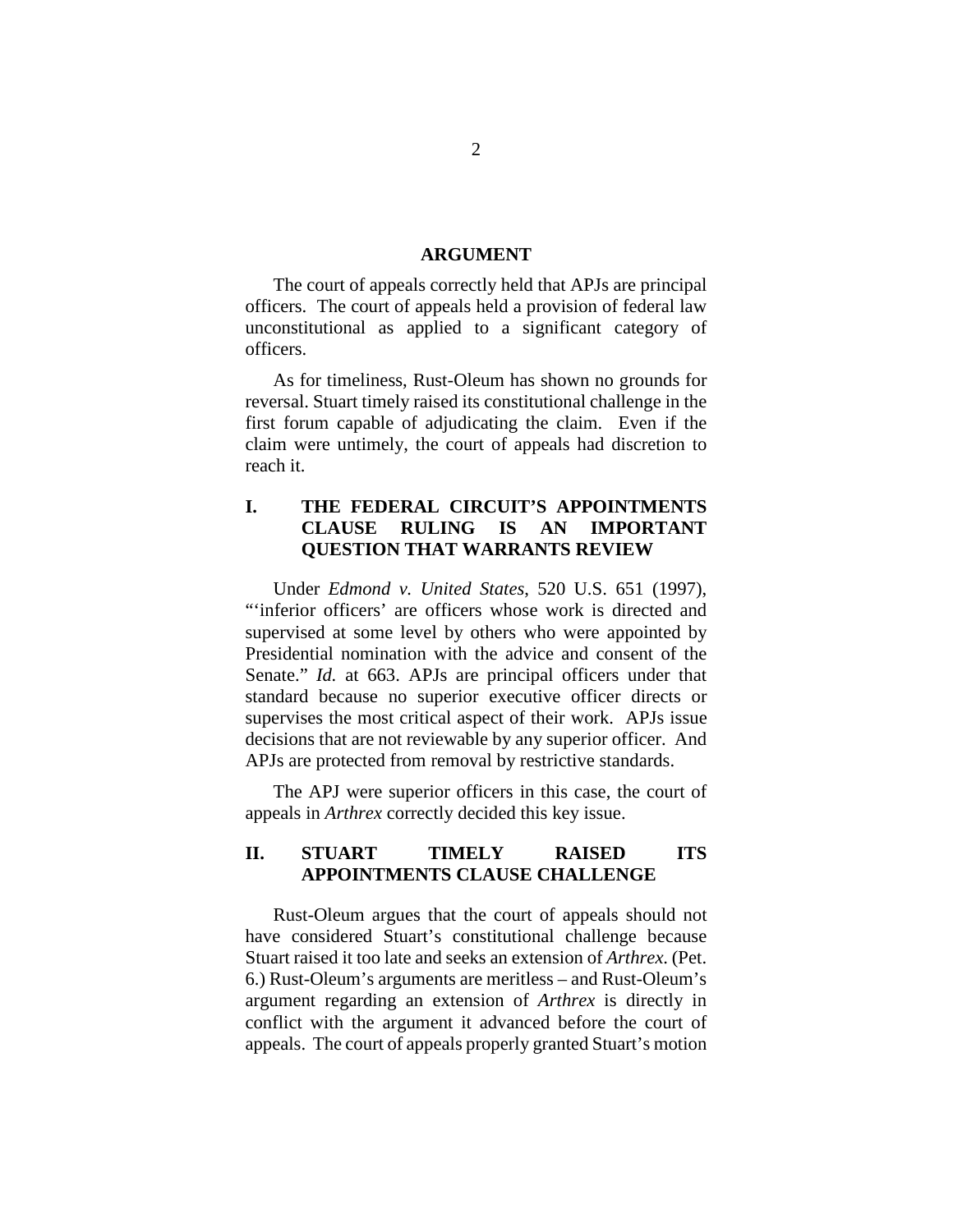## ARGUMENT

The court of appeals correctly held that APJs are principal officers. The court of appeals held a provision of federal law unconstitutional as applied to a significant category of officers.

As for timeliness, Rust-Oleum has shown no grounds for reversal. Stuart timely raised its constitutional challenge in the first forum capable of adjudicating the claim. Even if the claim were untimely, the court of appeals had discretion to reach it.

### I. THE FEDERAL CIRCUIT'S APPOINTMENTS CLAUSE RULING IS AN IMPORTANT QUESTION THAT WARRANTS REVIEW

Under *Edmond v. United States*, 520 U.S. 651 (1997), "'inferior officers' are officers whose work is directed and supervised at some level by others who were appointed by Presidential nomination with the advice and consent of the Senate." *Id.* at 663. APJs are principal officers under that standard because no superior executive officer directs or supervises the most critical aspect of their work. APJs issue decisions that are not reviewable by any superior officer. And APJs are protected from removal by restrictive standards.

The APJ were superior officers in this case, the court of appeals in *Arthrex* correctly decided this key issue.

### II. STUART TIMELY RAISED ITS APPOINTMENTS CLAUSE CHALLENGE

Rust-Oleum argues that the court of appeals should not have considered Stuart's constitutional challenge because Stuart raised it too late and seeks an extension of *Arthrex*. (Pet. 6.) Rust-Oleum's arguments are meritless – and Rust-Oleum's argument regarding an extension of *Arthrex* is directly in conflict with the argument it advanced before the court of appeals. The court of appeals properly granted Stuart's motion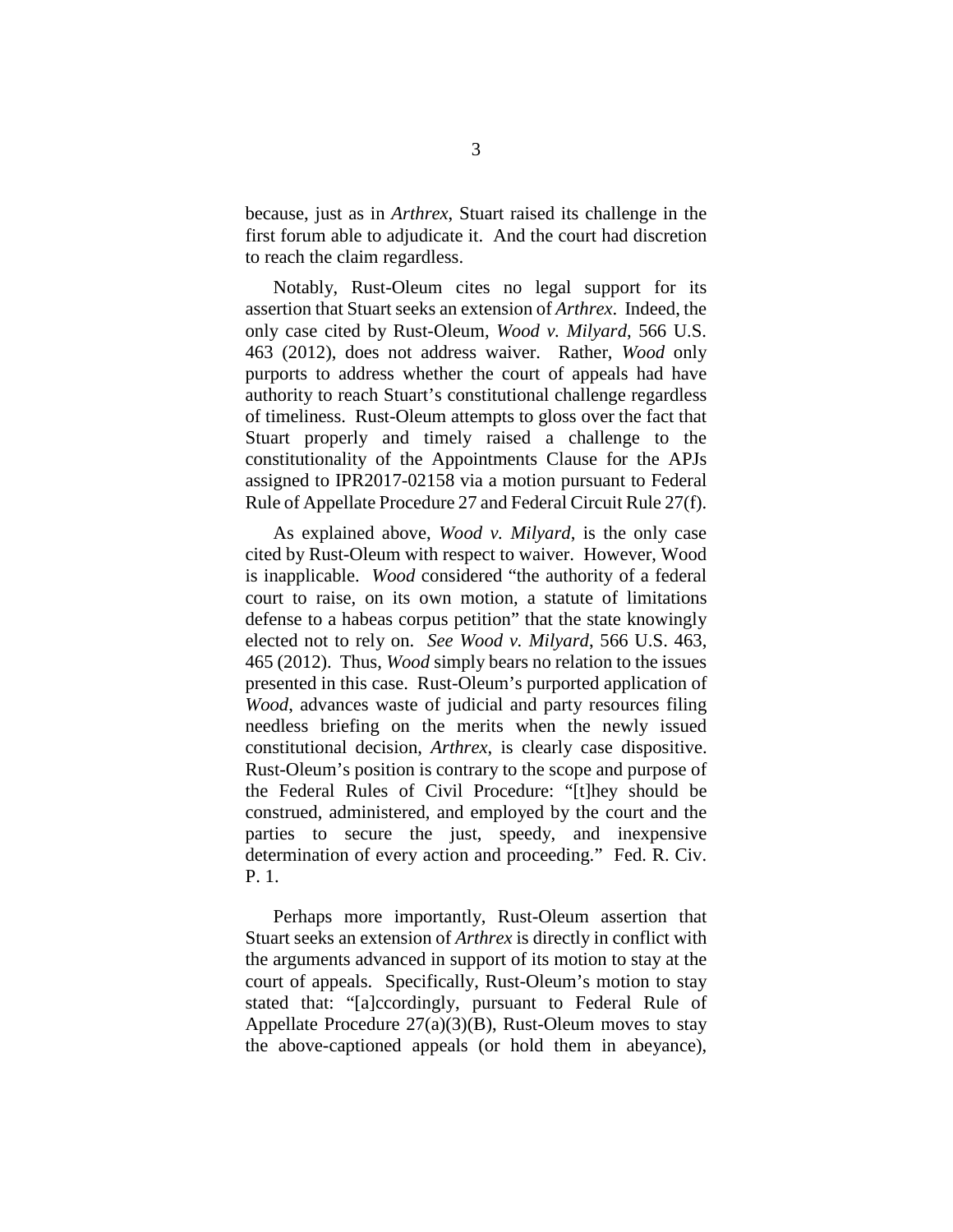because, just as in *Arthrex*, Stuart raised its challenge in the first forum able to adjudicate it. And the court had discretion to reach the claim regardless.

Notably, Rust-Oleum cites no legal support for its assertion that Stuart seeks an extension of *Arthrex*. Indeed, the only case cited by Rust-Oleum, *Wood v. Milyard*, 566 U.S. 463 (2012), does not address waiver. Rather, *Wood* only purports to address whether the court of appeals had have authority to reach Stuart's constitutional challenge regardless of timeliness. Rust-Oleum attempts to gloss over the fact that Stuart properly and timely raised a challenge to the constitutionality of the Appointments Clause for the APJs assigned to IPR2017-02158 via a motion pursuant to Federal Rule of Appellate Procedure 27 and Federal Circuit Rule 27(f).

As explained above, *Wood v. Milyard*, is the only case cited by Rust-Oleum with respect to waiver. However, Wood is inapplicable. *Wood* considered "the authority of a federal court to raise, on its own motion, a statute of limitations defense to a habeas corpus petition" that the state knowingly elected not to rely on. *See Wood v. Milyard*, 566 U.S. 463, 465 (2012). Thus, *Wood* simply bears no relation to the issues presented in this case. Rust-Oleum's purported application of *Wood*, advances waste of judicial and party resources filing needless briefing on the merits when the newly issued constitutional decision, *Arthrex*, is clearly case dispositive. Rust-Oleum's position is contrary to the scope and purpose of the Federal Rules of Civil Procedure: "[t]hey should be construed, administered, and employed by the court and the parties to secure the just, speedy, and inexpensive determination of every action and proceeding." Fed. R. Civ. P. 1.

Perhaps more importantly, Rust-Oleum assertion that Stuart seeks an extension of *Arthrex* is directly in conflict with the arguments advanced in support of its motion to stay at the court of appeals. Specifically, Rust-Oleum's motion to stay stated that: "[a]ccordingly, pursuant to Federal Rule of Appellate Procedure 27(a)(3)(B), Rust-Oleum moves to stay the above-captioned appeals (or hold them in abeyance),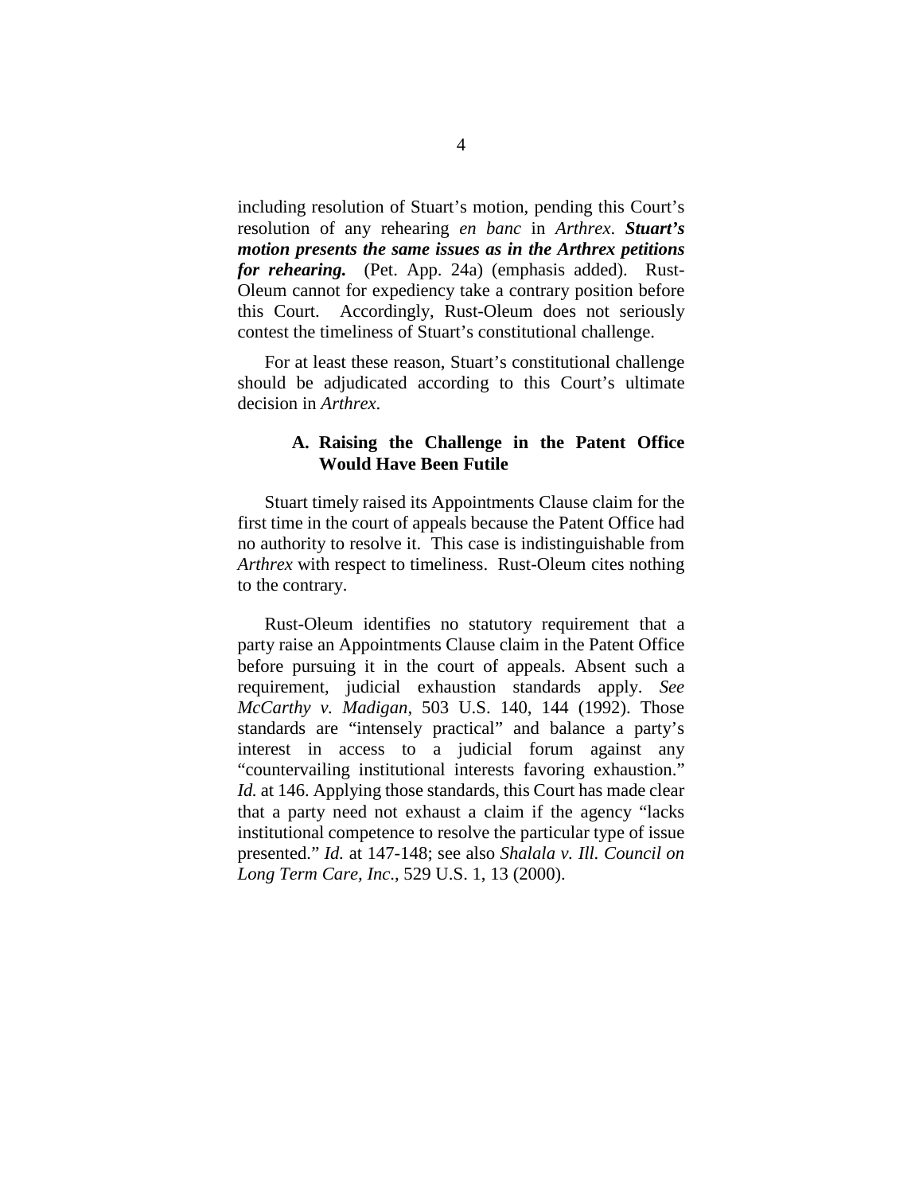including resolution of Stuart's motion, pending this Court's resolution of any rehearing *en banc* in *Arthrex*. ***Stuart's motion presents the same issues as in the Arthrex petitions for rehearing.*** (Pet. App. 24a) (emphasis added). Rust-Oleum cannot for expediency take a contrary position before this Court. Accordingly, Rust-Oleum does not seriously contest the timeliness of Stuart's constitutional challenge.

For at least these reason, Stuart's constitutional challenge should be adjudicated according to this Court's ultimate decision in *Arthrex*.

### A. Raising the Challenge in the Patent Office Would Have Been Futile

Stuart timely raised its Appointments Clause claim for the first time in the court of appeals because the Patent Office had no authority to resolve it. This case is indistinguishable from *Arthrex* with respect to timeliness. Rust-Oleum cites nothing to the contrary.

Rust-Oleum identifies no statutory requirement that a party raise an Appointments Clause claim in the Patent Office before pursuing it in the court of appeals. Absent such a requirement, judicial exhaustion standards apply. *See McCarthy v. Madigan*, 503 U.S. 140, 144 (1992). Those standards are "intensely practical" and balance a party's interest in access to a judicial forum against any "countervailing institutional interests favoring exhaustion." *Id.* at 146. Applying those standards, this Court has made clear that a party need not exhaust a claim if the agency "lacks institutional competence to resolve the particular type of issue presented." *Id.* at 147-148; see also *Shalala v. Ill. Council on Long Term Care, Inc.*, 529 U.S. 1, 13 (2000).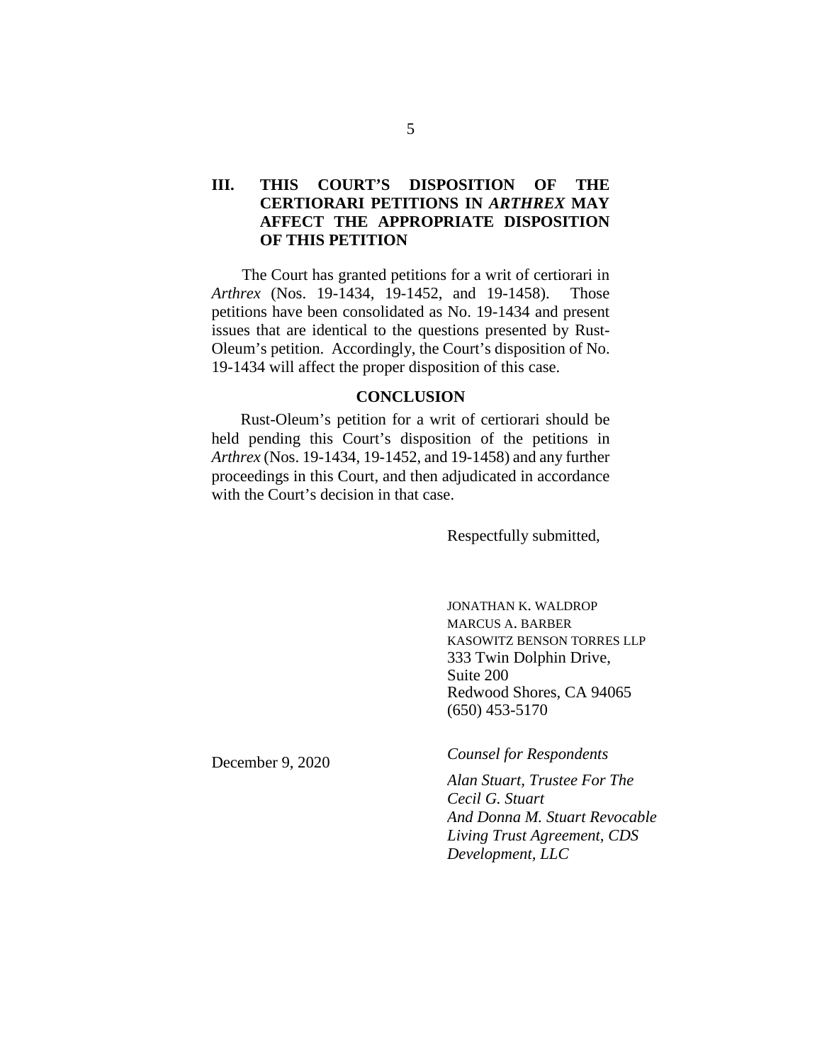## III. THIS COURT'S DISPOSITION OF THE CERTIORARI PETITIONS IN *ARTHREX* MAY AFFECT THE APPROPRIATE DISPOSITION OF THIS PETITION

The Court has granted petitions for a writ of certiorari in *Arthrex* (Nos. 19-1434, 19-1452, and 19-1458). Those petitions have been consolidated as No. 19-1434 and present issues that are identical to the questions presented by Rust-Oleum's petition. Accordingly, the Court's disposition of No. 19-1434 will affect the proper disposition of this case.

## CONCLUSION

Rust-Oleum's petition for a writ of certiorari should be held pending this Court's disposition of the petitions in *Arthrex* (Nos. 19-1434, 19-1452, and 19-1458) and any further proceedings in this Court, and then adjudicated in accordance with the Court's decision in that case.

Respectfully submitted,

JONATHAN K. WALDROP
MARCUS A. BARBER
KASOWITZ BENSON TORRES LLP
333 Twin Dolphin Drive,
Suite 200
Redwood Shores, CA 94065
(650) 453-5170

December 9, 2020

*Counsel for Respondents*

*Alan Stuart, Trustee For The Cecil G. Stuart And Donna M. Stuart Revocable Living Trust Agreement, CDS Development, LLC*